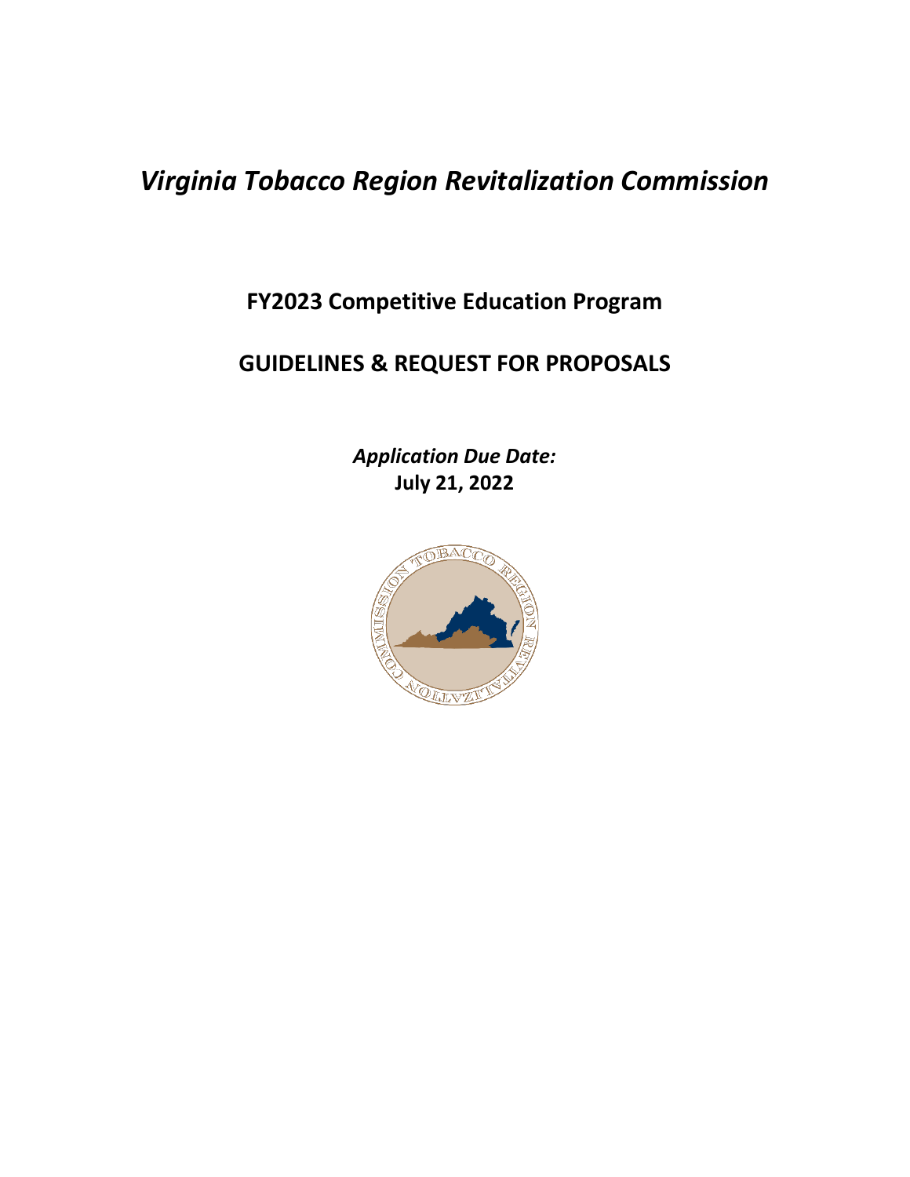# *Virginia Tobacco Region Revitalization Commission*

## FY2023 Competitive Education Program

## GUIDELINES & REQUEST FOR PROPOSALS

***Application Due Date:***
**July 21, 2022**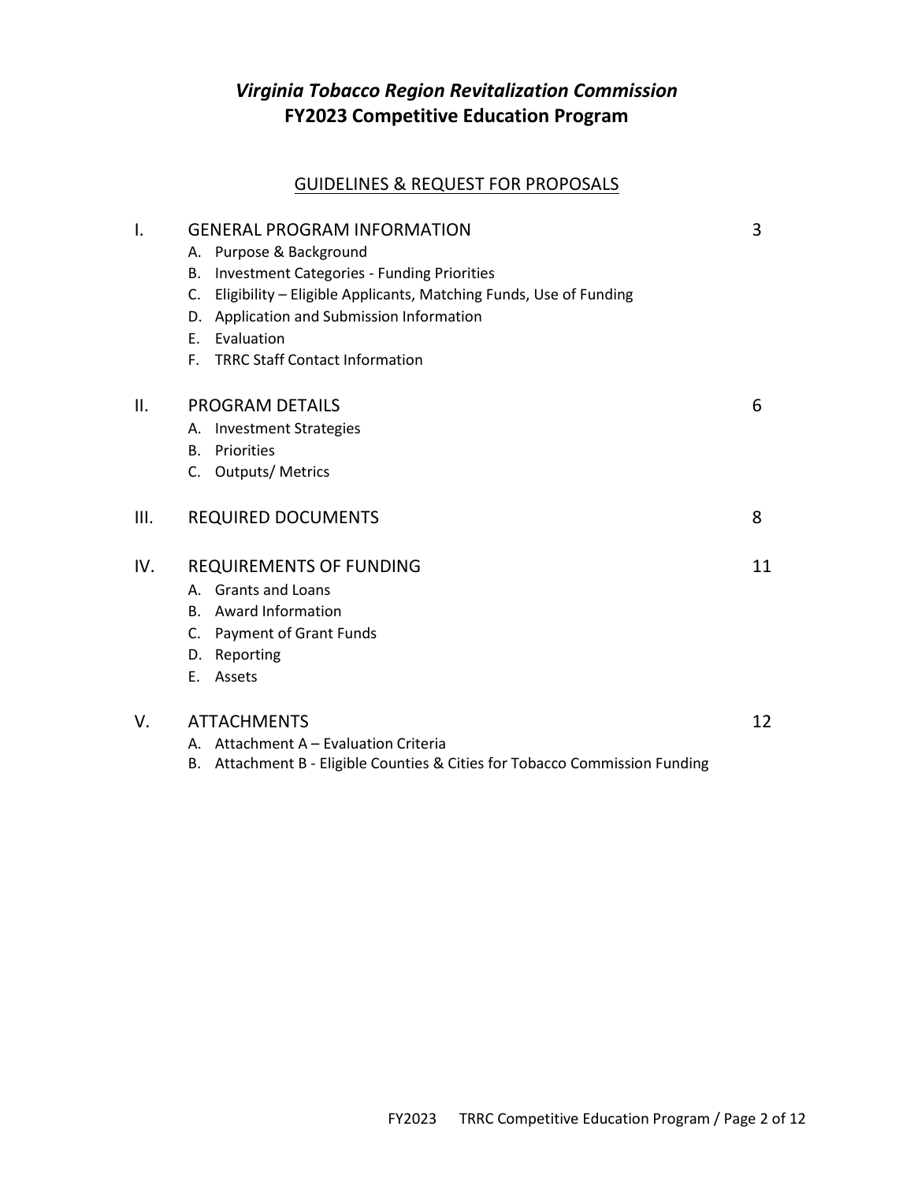# *Virginia Tobacco Region Revitalization Commission*
# FY2023 Competitive Education Program

## GUIDELINES & REQUEST FOR PROPOSALS

| | | |
|---|---|---|
| I. | GENERAL PROGRAM INFORMATION | 3 |
| | A. Purpose & Background | |
| | B. Investment Categories - Funding Priorities | |
| | C. Eligibility – Eligible Applicants, Matching Funds, Use of Funding | |
| | D. Application and Submission Information | |
| | E. Evaluation | |
| | F. TRRC Staff Contact Information | |
| II. | PROGRAM DETAILS | 6 |
| | A. Investment Strategies | |
| | B. Priorities | |
| | C. Outputs/ Metrics | |
| III. | REQUIRED DOCUMENTS | 8 |
| IV. | REQUIREMENTS OF FUNDING | 11 |
| | A. Grants and Loans | |
| | B. Award Information | |
| | C. Payment of Grant Funds | |
| | D. Reporting | |
| | E. Assets | |
| V. | ATTACHMENTS | 12 |
| | A. Attachment A – Evaluation Criteria | |
| | B. Attachment B - Eligible Counties & Cities for Tobacco Commission Funding | |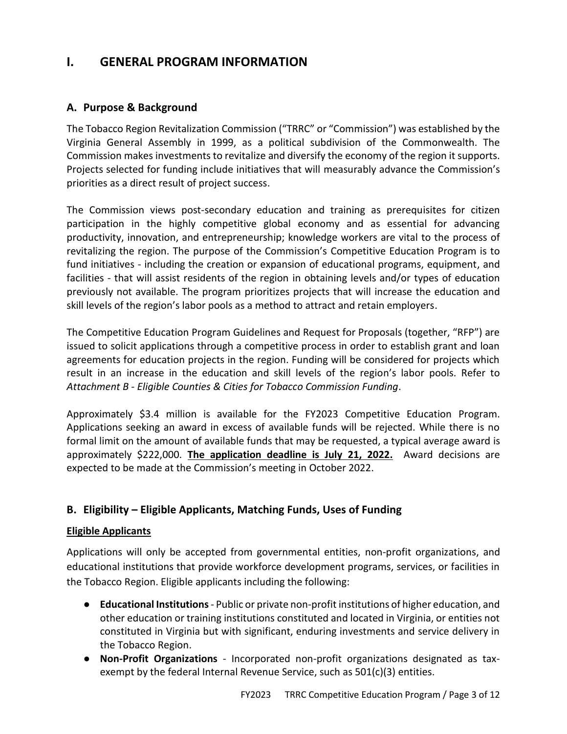# I. GENERAL PROGRAM INFORMATION

## A. Purpose & Background

The Tobacco Region Revitalization Commission ("TRRC" or "Commission") was established by the Virginia General Assembly in 1999, as a political subdivision of the Commonwealth. The Commission makes investments to revitalize and diversify the economy of the region it supports. Projects selected for funding include initiatives that will measurably advance the Commission's priorities as a direct result of project success.

The Commission views post-secondary education and training as prerequisites for citizen participation in the highly competitive global economy and as essential for advancing productivity, innovation, and entrepreneurship; knowledge workers are vital to the process of revitalizing the region. The purpose of the Commission's Competitive Education Program is to fund initiatives - including the creation or expansion of educational programs, equipment, and facilities - that will assist residents of the region in obtaining levels and/or types of education previously not available. The program prioritizes projects that will increase the education and skill levels of the region's labor pools as a method to attract and retain employers.

The Competitive Education Program Guidelines and Request for Proposals (together, "RFP") are issued to solicit applications through a competitive process in order to establish grant and loan agreements for education projects in the region. Funding will be considered for projects which result in an increase in the education and skill levels of the region's labor pools. Refer to *Attachment B - Eligible Counties & Cities for Tobacco Commission Funding*.

Approximately $3.4 million is available for the FY2023 Competitive Education Program. Applications seeking an award in excess of available funds will be rejected. While there is no formal limit on the amount of available funds that may be requested, a typical average award is approximately $222,000. **The application deadline is July 21, 2022.** Award decisions are expected to be made at the Commission's meeting in October 2022.

## B. Eligibility – Eligible Applicants, Matching Funds, Uses of Funding

**Eligible Applicants**

Applications will only be accepted from governmental entities, non-profit organizations, and educational institutions that provide workforce development programs, services, or facilities in the Tobacco Region. Eligible applicants including the following:

- **Educational Institutions** - Public or private non-profit institutions of higher education, and other education or training institutions constituted and located in Virginia, or entities not constituted in Virginia but with significant, enduring investments and service delivery in the Tobacco Region.
- **Non-Profit Organizations** - Incorporated non-profit organizations designated as tax-exempt by the federal Internal Revenue Service, such as 501(c)(3) entities.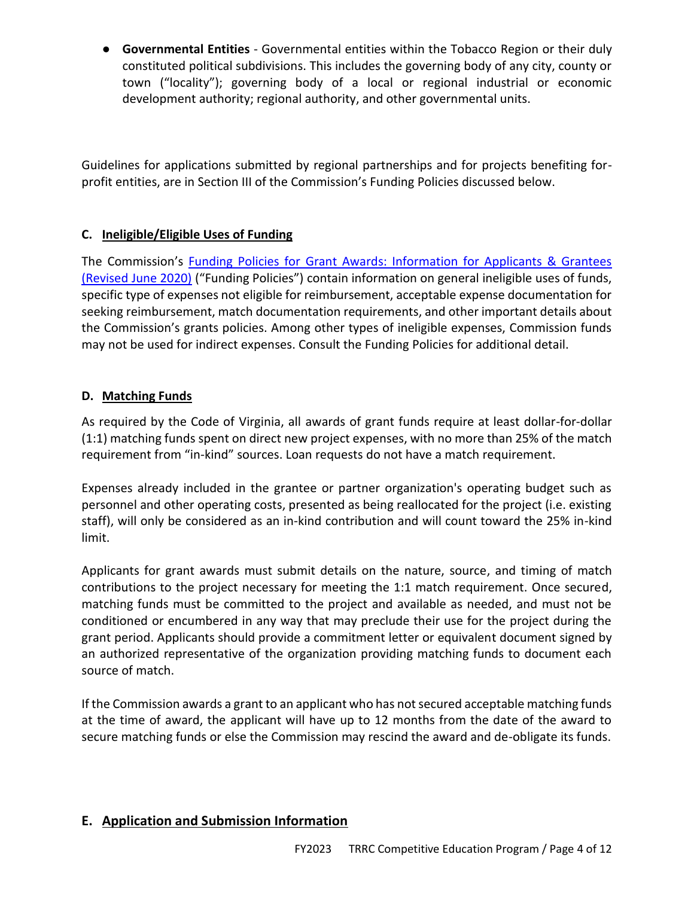- **Governmental Entities** - Governmental entities within the Tobacco Region or their duly constituted political subdivisions. This includes the governing body of any city, county or town ("locality"); governing body of a local or regional industrial or economic development authority; regional authority, and other governmental units.

Guidelines for applications submitted by regional partnerships and for projects benefiting for-profit entities, are in Section III of the Commission's Funding Policies discussed below.

### C. Ineligible/Eligible Uses of Funding

The Commission's Funding Policies for Grant Awards: Information for Applicants & Grantees (Revised June 2020) ("Funding Policies") contain information on general ineligible uses of funds, specific type of expenses not eligible for reimbursement, acceptable expense documentation for seeking reimbursement, match documentation requirements, and other important details about the Commission's grants policies. Among other types of ineligible expenses, Commission funds may not be used for indirect expenses. Consult the Funding Policies for additional detail.

### D. Matching Funds

As required by the Code of Virginia, all awards of grant funds require at least dollar-for-dollar (1:1) matching funds spent on direct new project expenses, with no more than 25% of the match requirement from "in-kind" sources. Loan requests do not have a match requirement.

Expenses already included in the grantee or partner organization's operating budget such as personnel and other operating costs, presented as being reallocated for the project (i.e. existing staff), will only be considered as an in-kind contribution and will count toward the 25% in-kind limit.

Applicants for grant awards must submit details on the nature, source, and timing of match contributions to the project necessary for meeting the 1:1 match requirement. Once secured, matching funds must be committed to the project and available as needed, and must not be conditioned or encumbered in any way that may preclude their use for the project during the grant period. Applicants should provide a commitment letter or equivalent document signed by an authorized representative of the organization providing matching funds to document each source of match.

If the Commission awards a grant to an applicant who has not secured acceptable matching funds at the time of award, the applicant will have up to 12 months from the date of the award to secure matching funds or else the Commission may rescind the award and de-obligate its funds.

### E. Application and Submission Information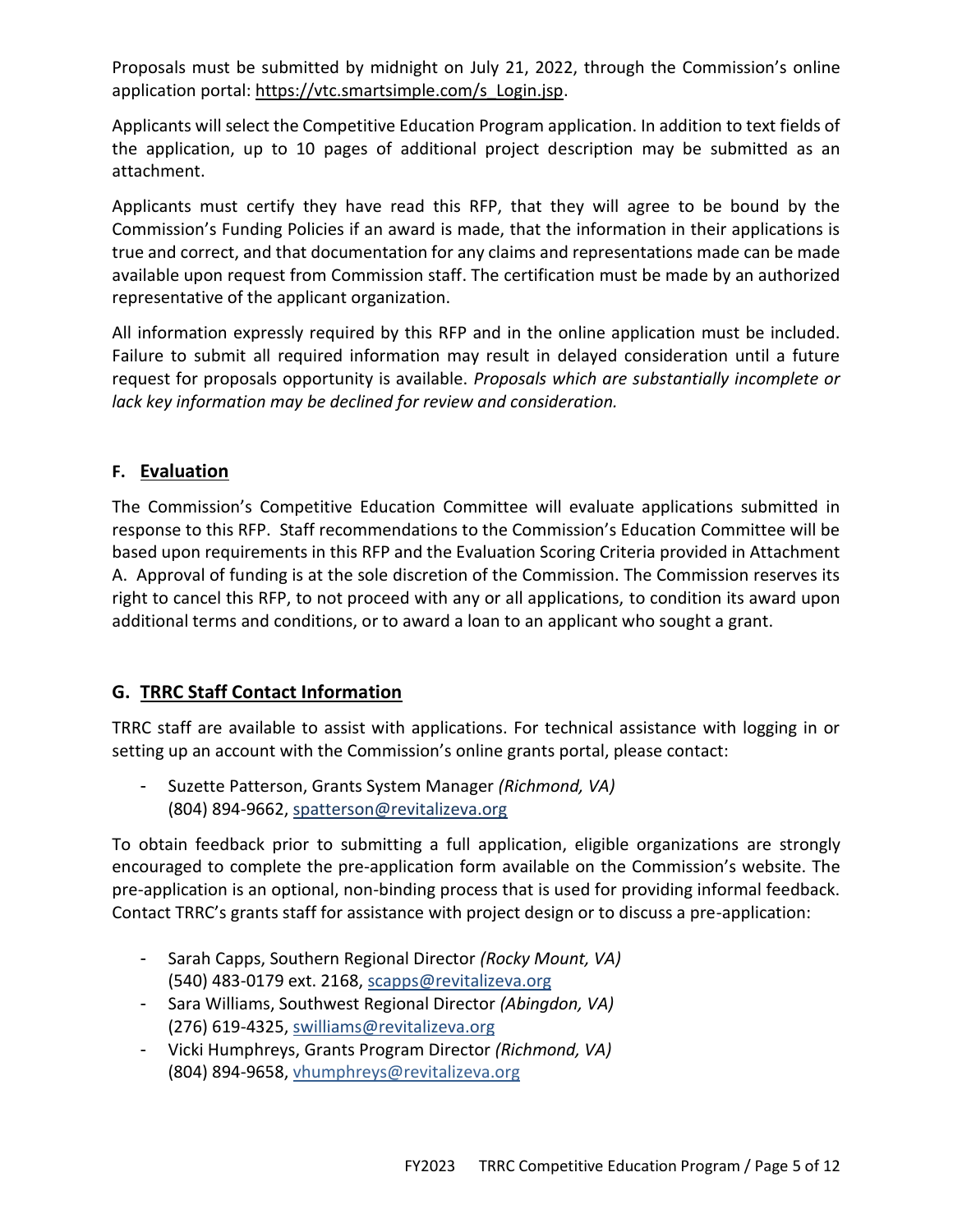Proposals must be submitted by midnight on July 21, 2022, through the Commission's online application portal: https://vtc.smartsimple.com/s_Login.jsp.

Applicants will select the Competitive Education Program application. In addition to text fields of the application, up to 10 pages of additional project description may be submitted as an attachment.

Applicants must certify they have read this RFP, that they will agree to be bound by the Commission's Funding Policies if an award is made, that the information in their applications is true and correct, and that documentation for any claims and representations made can be made available upon request from Commission staff. The certification must be made by an authorized representative of the applicant organization.

All information expressly required by this RFP and in the online application must be included. Failure to submit all required information may result in delayed consideration until a future request for proposals opportunity is available. *Proposals which are substantially incomplete or lack key information may be declined for review and consideration.*

## F. Evaluation

The Commission's Competitive Education Committee will evaluate applications submitted in response to this RFP. Staff recommendations to the Commission's Education Committee will be based upon requirements in this RFP and the Evaluation Scoring Criteria provided in Attachment A. Approval of funding is at the sole discretion of the Commission. The Commission reserves its right to cancel this RFP, to not proceed with any or all applications, to condition its award upon additional terms and conditions, or to award a loan to an applicant who sought a grant.

## G. TRRC Staff Contact Information

TRRC staff are available to assist with applications. For technical assistance with logging in or setting up an account with the Commission's online grants portal, please contact:

- Suzette Patterson, Grants System Manager *(Richmond, VA)*
  (804) 894-9662, spatterson@revitalizeva.org

To obtain feedback prior to submitting a full application, eligible organizations are strongly encouraged to complete the pre-application form available on the Commission's website. The pre-application is an optional, non-binding process that is used for providing informal feedback. Contact TRRC's grants staff for assistance with project design or to discuss a pre-application:

- Sarah Capps, Southern Regional Director *(Rocky Mount, VA)*
  (540) 483-0179 ext. 2168, scapps@revitalizeva.org
- Sara Williams, Southwest Regional Director *(Abingdon, VA)*
  (276) 619-4325, swilliams@revitalizeva.org
- Vicki Humphreys, Grants Program Director *(Richmond, VA)*
  (804) 894-9658, vhumphreys@revitalizeva.org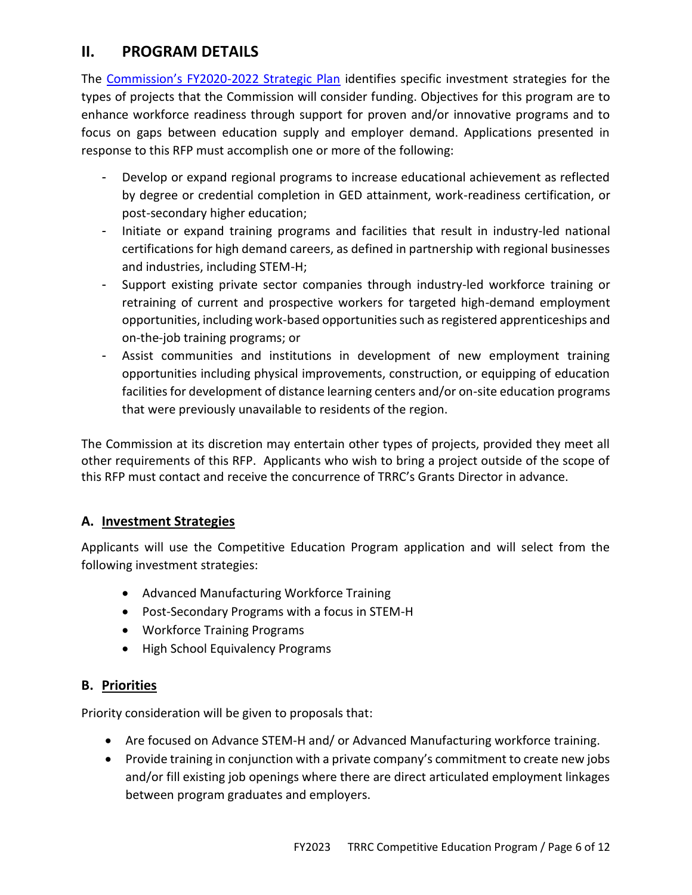## II. PROGRAM DETAILS

The [Commission's FY2020-2022 Strategic Plan](#) identifies specific investment strategies for the types of projects that the Commission will consider funding. Objectives for this program are to enhance workforce readiness through support for proven and/or innovative programs and to focus on gaps between education supply and employer demand. Applications presented in response to this RFP must accomplish one or more of the following:

- Develop or expand regional programs to increase educational achievement as reflected by degree or credential completion in GED attainment, work-readiness certification, or post-secondary higher education;
- Initiate or expand training programs and facilities that result in industry-led national certifications for high demand careers, as defined in partnership with regional businesses and industries, including STEM-H;
- Support existing private sector companies through industry-led workforce training or retraining of current and prospective workers for targeted high-demand employment opportunities, including work-based opportunities such as registered apprenticeships and on-the-job training programs; or
- Assist communities and institutions in development of new employment training opportunities including physical improvements, construction, or equipping of education facilities for development of distance learning centers and/or on-site education programs that were previously unavailable to residents of the region.

The Commission at its discretion may entertain other types of projects, provided they meet all other requirements of this RFP. Applicants who wish to bring a project outside of the scope of this RFP must contact and receive the concurrence of TRRC's Grants Director in advance.

### A. Investment Strategies

Applicants will use the Competitive Education Program application and will select from the following investment strategies:

- Advanced Manufacturing Workforce Training
- Post-Secondary Programs with a focus in STEM-H
- Workforce Training Programs
- High School Equivalency Programs

### B. Priorities

Priority consideration will be given to proposals that:

- Are focused on Advance STEM-H and/ or Advanced Manufacturing workforce training.
- Provide training in conjunction with a private company's commitment to create new jobs and/or fill existing job openings where there are direct articulated employment linkages between program graduates and employers.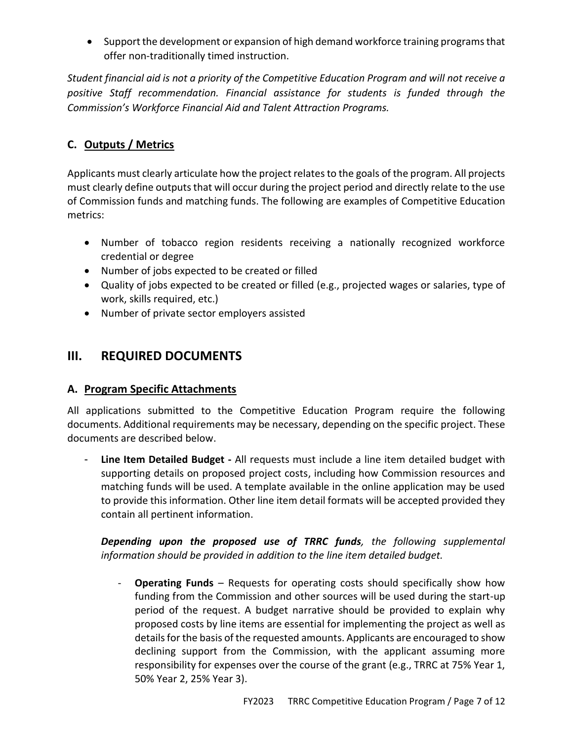- Support the development or expansion of high demand workforce training programs that offer non-traditionally timed instruction.

*Student financial aid is not a priority of the Competitive Education Program and will not receive a positive Staff recommendation. Financial assistance for students is funded through the Commission's Workforce Financial Aid and Talent Attraction Programs.*

### C. Outputs / Metrics

Applicants must clearly articulate how the project relates to the goals of the program. All projects must clearly define outputs that will occur during the project period and directly relate to the use of Commission funds and matching funds. The following are examples of Competitive Education metrics:

- Number of tobacco region residents receiving a nationally recognized workforce credential or degree
- Number of jobs expected to be created or filled
- Quality of jobs expected to be created or filled (e.g., projected wages or salaries, type of work, skills required, etc.)
- Number of private sector employers assisted

## III. REQUIRED DOCUMENTS

### A. Program Specific Attachments

All applications submitted to the Competitive Education Program require the following documents. Additional requirements may be necessary, depending on the specific project. These documents are described below.

- **Line Item Detailed Budget -** All requests must include a line item detailed budget with supporting details on proposed project costs, including how Commission resources and matching funds will be used. A template available in the online application may be used to provide this information. Other line item detail formats will be accepted provided they contain all pertinent information.

  ***Depending upon the proposed use of TRRC funds****, the following supplemental information should be provided in addition to the line item detailed budget.*

  - **Operating Funds** – Requests for operating costs should specifically show how funding from the Commission and other sources will be used during the start-up period of the request. A budget narrative should be provided to explain why proposed costs by line items are essential for implementing the project as well as details for the basis of the requested amounts. Applicants are encouraged to show declining support from the Commission, with the applicant assuming more responsibility for expenses over the course of the grant (e.g., TRRC at 75% Year 1, 50% Year 2, 25% Year 3).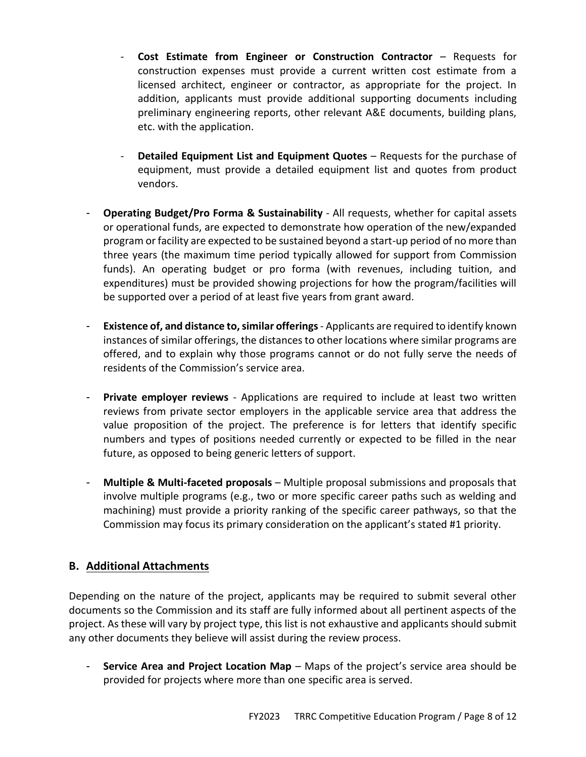- **Cost Estimate from Engineer or Construction Contractor** – Requests for construction expenses must provide a current written cost estimate from a licensed architect, engineer or contractor, as appropriate for the project. In addition, applicants must provide additional supporting documents including preliminary engineering reports, other relevant A&E documents, building plans, etc. with the application.

  - **Detailed Equipment List and Equipment Quotes** – Requests for the purchase of equipment, must provide a detailed equipment list and quotes from product vendors.

- **Operating Budget/Pro Forma & Sustainability** - All requests, whether for capital assets or operational funds, are expected to demonstrate how operation of the new/expanded program or facility are expected to be sustained beyond a start-up period of no more than three years (the maximum time period typically allowed for support from Commission funds). An operating budget or pro forma (with revenues, including tuition, and expenditures) must be provided showing projections for how the program/facilities will be supported over a period of at least five years from grant award.

- **Existence of, and distance to, similar offerings** - Applicants are required to identify known instances of similar offerings, the distances to other locations where similar programs are offered, and to explain why those programs cannot or do not fully serve the needs of residents of the Commission's service area.

- **Private employer reviews** - Applications are required to include at least two written reviews from private sector employers in the applicable service area that address the value proposition of the project. The preference is for letters that identify specific numbers and types of positions needed currently or expected to be filled in the near future, as opposed to being generic letters of support.

- **Multiple & Multi-faceted proposals** – Multiple proposal submissions and proposals that involve multiple programs (e.g., two or more specific career paths such as welding and machining) must provide a priority ranking of the specific career pathways, so that the Commission may focus its primary consideration on the applicant's stated #1 priority.

## B. Additional Attachments

Depending on the nature of the project, applicants may be required to submit several other documents so the Commission and its staff are fully informed about all pertinent aspects of the project. As these will vary by project type, this list is not exhaustive and applicants should submit any other documents they believe will assist during the review process.

- **Service Area and Project Location Map** – Maps of the project's service area should be provided for projects where more than one specific area is served.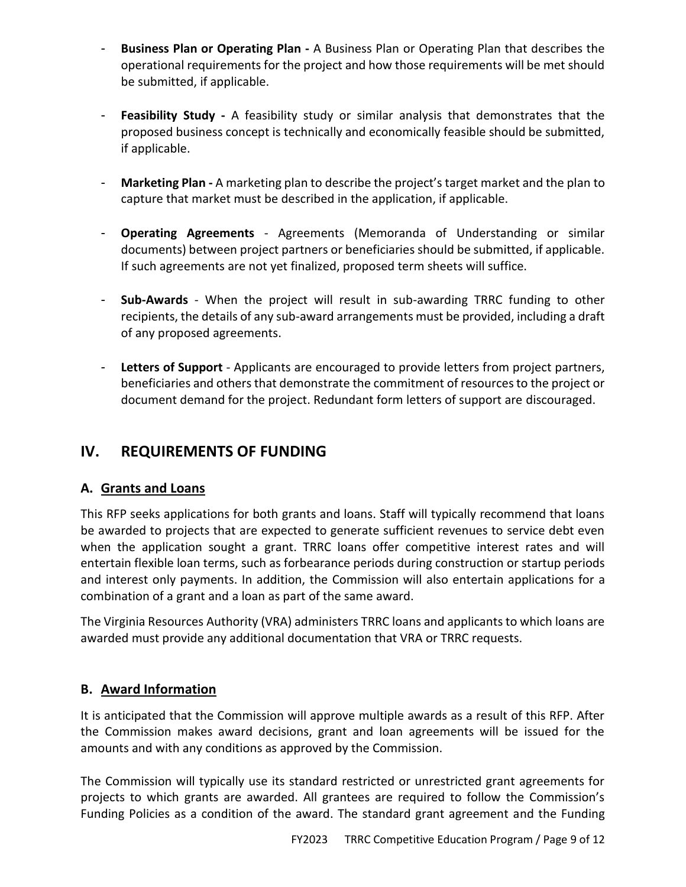- **Business Plan or Operating Plan -** A Business Plan or Operating Plan that describes the operational requirements for the project and how those requirements will be met should be submitted, if applicable.

- **Feasibility Study -** A feasibility study or similar analysis that demonstrates that the proposed business concept is technically and economically feasible should be submitted, if applicable.

- **Marketing Plan -** A marketing plan to describe the project's target market and the plan to capture that market must be described in the application, if applicable.

- **Operating Agreements** - Agreements (Memoranda of Understanding or similar documents) between project partners or beneficiaries should be submitted, if applicable. If such agreements are not yet finalized, proposed term sheets will suffice.

- **Sub-Awards** - When the project will result in sub-awarding TRRC funding to other recipients, the details of any sub-award arrangements must be provided, including a draft of any proposed agreements.

- **Letters of Support** - Applicants are encouraged to provide letters from project partners, beneficiaries and others that demonstrate the commitment of resources to the project or document demand for the project. Redundant form letters of support are discouraged.

## IV. REQUIREMENTS OF FUNDING

### A. Grants and Loans

This RFP seeks applications for both grants and loans. Staff will typically recommend that loans be awarded to projects that are expected to generate sufficient revenues to service debt even when the application sought a grant. TRRC loans offer competitive interest rates and will entertain flexible loan terms, such as forbearance periods during construction or startup periods and interest only payments. In addition, the Commission will also entertain applications for a combination of a grant and a loan as part of the same award.

The Virginia Resources Authority (VRA) administers TRRC loans and applicants to which loans are awarded must provide any additional documentation that VRA or TRRC requests.

### B. Award Information

It is anticipated that the Commission will approve multiple awards as a result of this RFP. After the Commission makes award decisions, grant and loan agreements will be issued for the amounts and with any conditions as approved by the Commission.

The Commission will typically use its standard restricted or unrestricted grant agreements for projects to which grants are awarded. All grantees are required to follow the Commission's Funding Policies as a condition of the award. The standard grant agreement and the Funding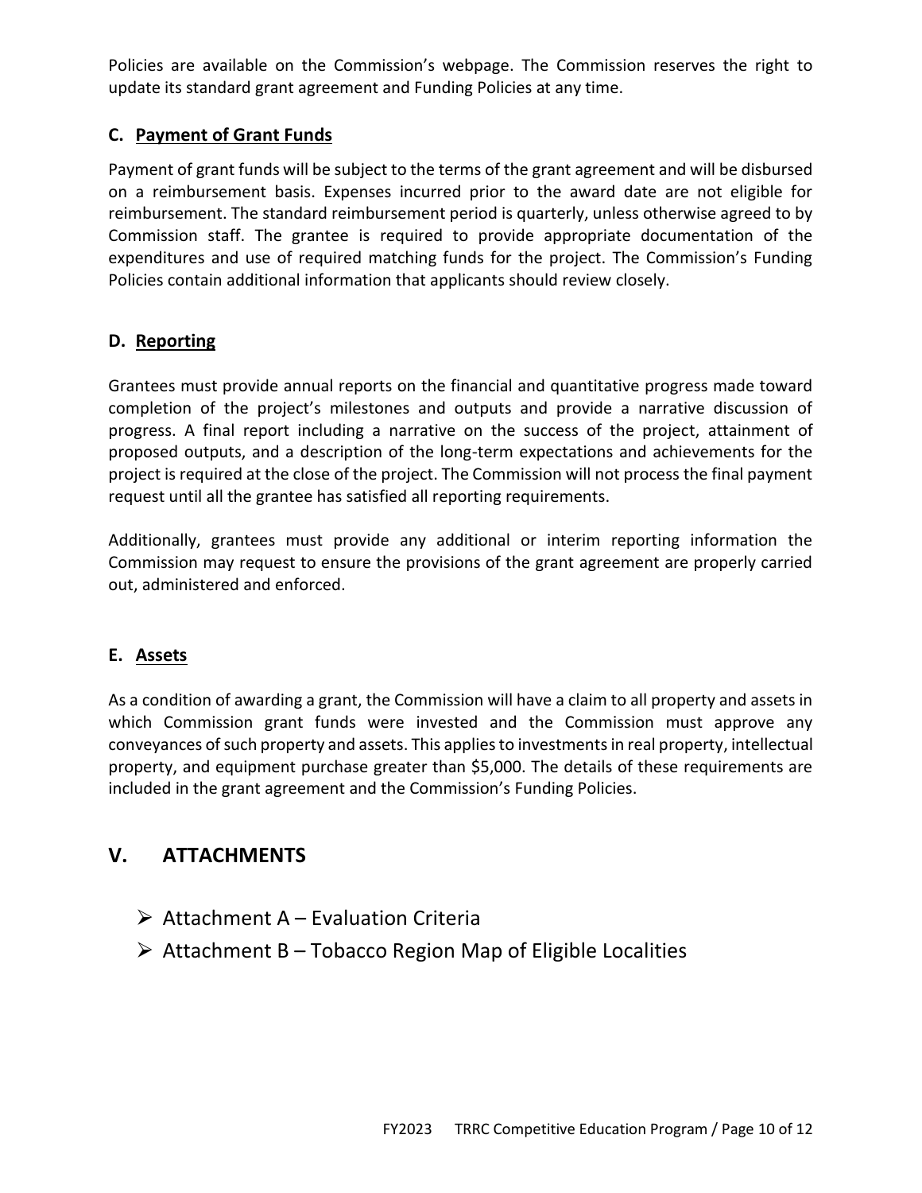Policies are available on the Commission's webpage. The Commission reserves the right to update its standard grant agreement and Funding Policies at any time.

### C. Payment of Grant Funds

Payment of grant funds will be subject to the terms of the grant agreement and will be disbursed on a reimbursement basis. Expenses incurred prior to the award date are not eligible for reimbursement. The standard reimbursement period is quarterly, unless otherwise agreed to by Commission staff. The grantee is required to provide appropriate documentation of the expenditures and use of required matching funds for the project. The Commission's Funding Policies contain additional information that applicants should review closely.

### D. Reporting

Grantees must provide annual reports on the financial and quantitative progress made toward completion of the project's milestones and outputs and provide a narrative discussion of progress. A final report including a narrative on the success of the project, attainment of proposed outputs, and a description of the long-term expectations and achievements for the project is required at the close of the project. The Commission will not process the final payment request until all the grantee has satisfied all reporting requirements.

Additionally, grantees must provide any additional or interim reporting information the Commission may request to ensure the provisions of the grant agreement are properly carried out, administered and enforced.

### E. Assets

As a condition of awarding a grant, the Commission will have a claim to all property and assets in which Commission grant funds were invested and the Commission must approve any conveyances of such property and assets. This applies to investments in real property, intellectual property, and equipment purchase greater than $5,000. The details of these requirements are included in the grant agreement and the Commission's Funding Policies.

## V. ATTACHMENTS

- Attachment A – Evaluation Criteria
- Attachment B – Tobacco Region Map of Eligible Localities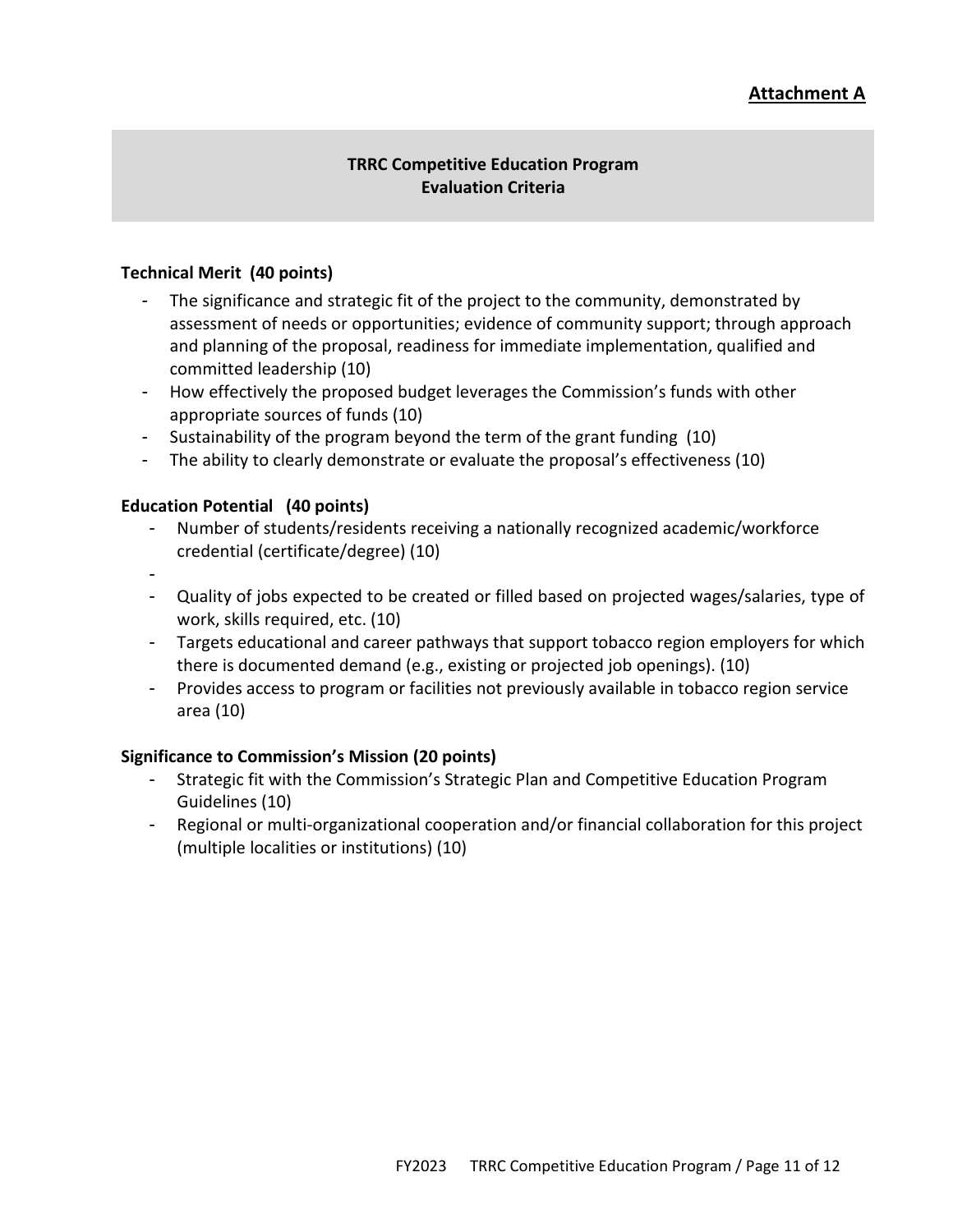**Attachment A**

## TRRC Competitive Education Program
## Evaluation Criteria

**Technical Merit (40 points)**

- The significance and strategic fit of the project to the community, demonstrated by assessment of needs or opportunities; evidence of community support; through approach and planning of the proposal, readiness for immediate implementation, qualified and committed leadership (10)
- How effectively the proposed budget leverages the Commission's funds with other appropriate sources of funds (10)
- Sustainability of the program beyond the term of the grant funding (10)
- The ability to clearly demonstrate or evaluate the proposal's effectiveness (10)

**Education Potential (40 points)**

- Number of students/residents receiving a nationally recognized academic/workforce credential (certificate/degree) (10)
- 
- Quality of jobs expected to be created or filled based on projected wages/salaries, type of work, skills required, etc. (10)
- Targets educational and career pathways that support tobacco region employers for which there is documented demand (e.g., existing or projected job openings). (10)
- Provides access to program or facilities not previously available in tobacco region service area (10)

**Significance to Commission's Mission (20 points)**

- Strategic fit with the Commission's Strategic Plan and Competitive Education Program Guidelines (10)
- Regional or multi-organizational cooperation and/or financial collaboration for this project (multiple localities or institutions) (10)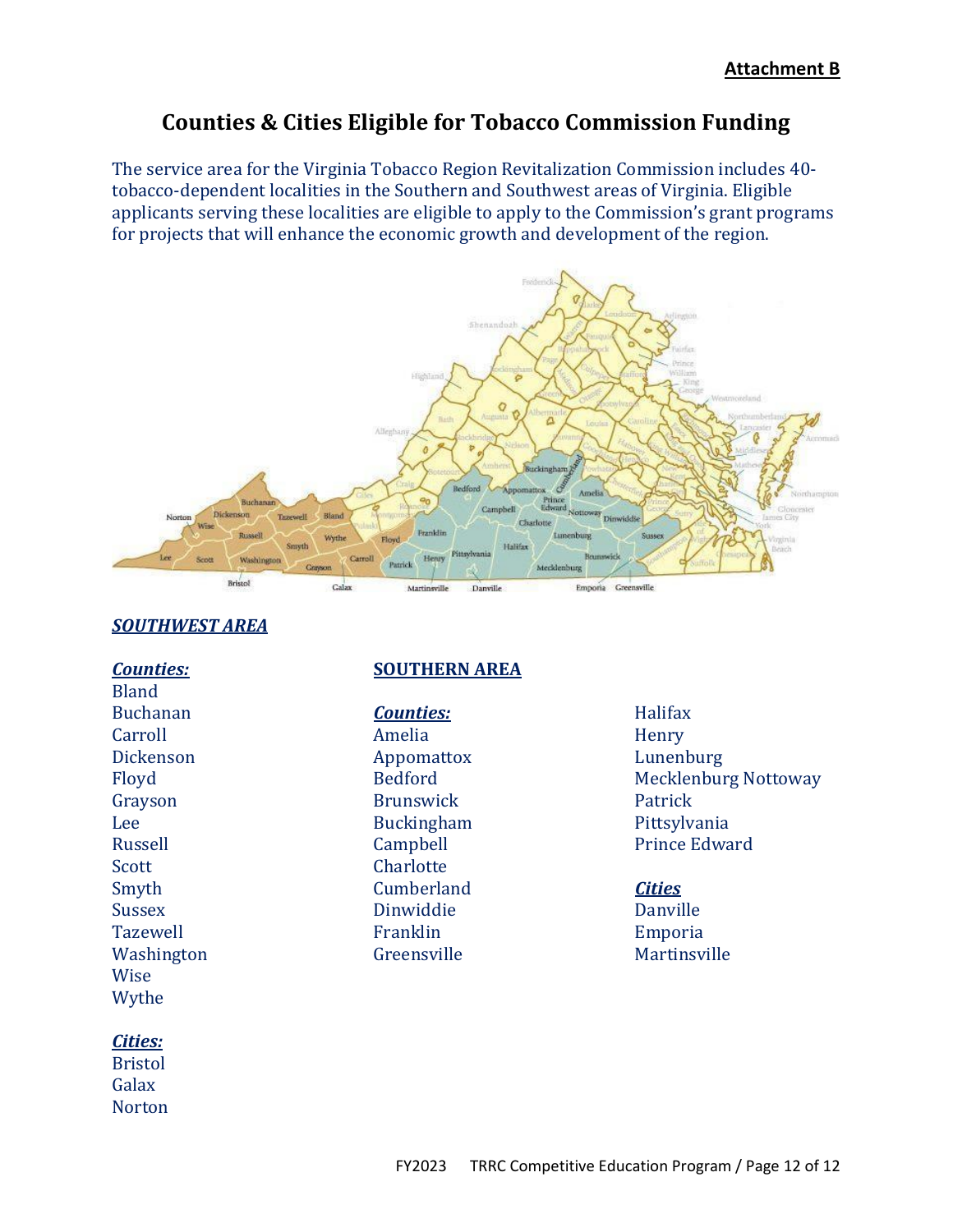**Attachment B**

# Counties & Cities Eligible for Tobacco Commission Funding

The service area for the Virginia Tobacco Region Revitalization Commission includes 40-tobacco-dependent localities in the Southern and Southwest areas of Virginia. Eligible applicants serving these localities are eligible to apply to the Commission's grant programs for projects that will enhance the economic growth and development of the region.

## *SOUTHWEST AREA*

***Counties:***

Bland
Buchanan
Carroll
Dickenson
Floyd
Grayson
Lee
Russell
Scott
Smyth
Sussex
Tazewell
Washington
Wise
Wythe

***Cities:***

Bristol
Galax
Norton

## SOUTHERN AREA

***Counties:***

Amelia
Appomattox
Bedford
Brunswick
Buckingham
Campbell
Charlotte
Cumberland
Dinwiddie
Franklin
Greensville
Halifax
Henry
Lunenburg
Mecklenburg Nottoway
Patrick
Pittsylvania
Prince Edward

***Cities***

Danville
Emporia
Martinsville